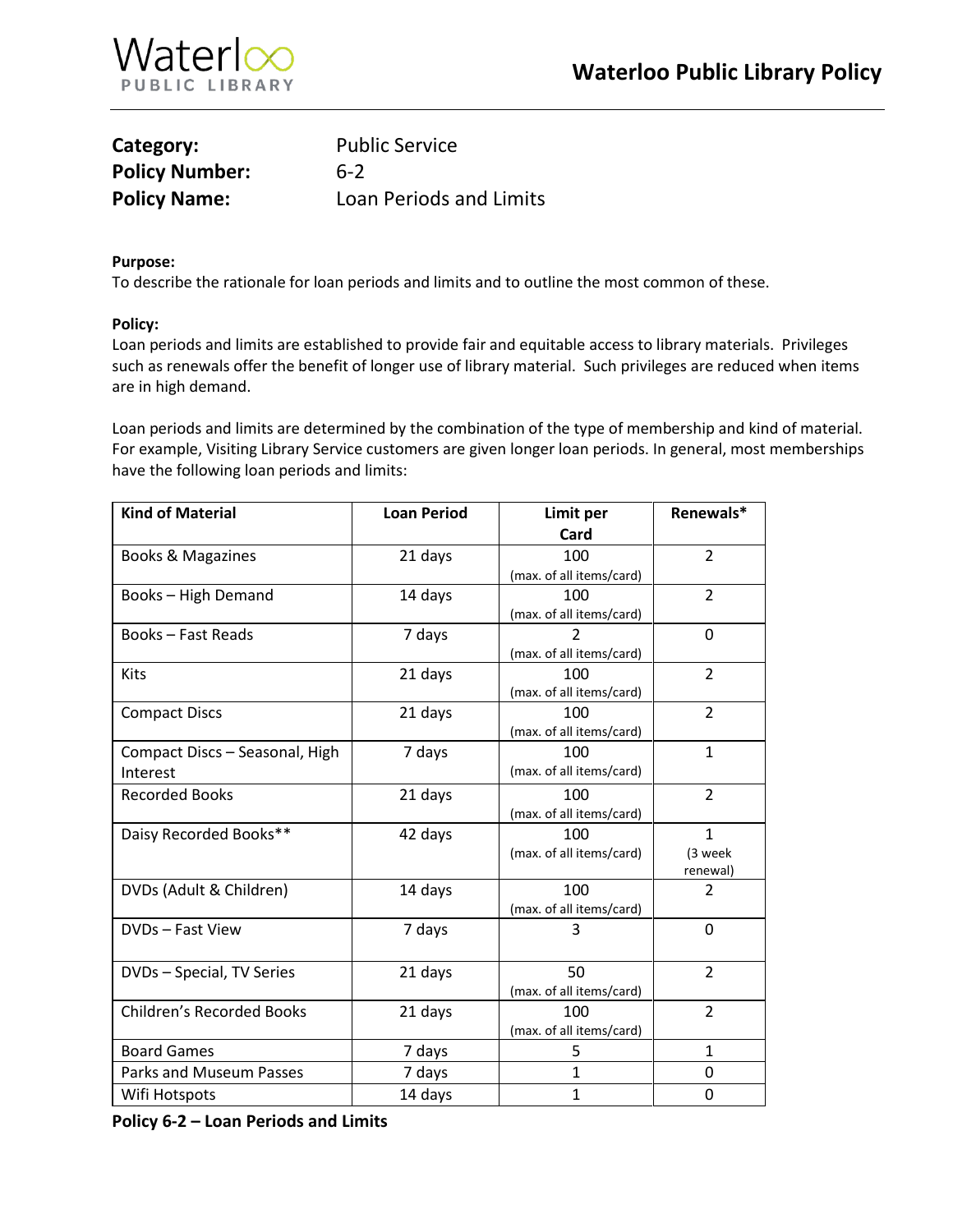**Waterloo Public Library Policy**

| | |
|---|---|
| **Category:** | Public Service |
| **Policy Number:** | 6-2 |
| **Policy Name:** | Loan Periods and Limits |

**Purpose:**
To describe the rationale for loan periods and limits and to outline the most common of these.

**Policy:**
Loan periods and limits are established to provide fair and equitable access to library materials. Privileges such as renewals offer the benefit of longer use of library material. Such privileges are reduced when items are in high demand.

Loan periods and limits are determined by the combination of the type of membership and kind of material. For example, Visiting Library Service customers are given longer loan periods. In general, most memberships have the following loan periods and limits:

| Kind of Material | Loan Period | Limit per Card | Renewals* |
|---|---|---|---|
| Books & Magazines | 21 days | 100 (max. of all items/card) | 2 |
| Books – High Demand | 14 days | 100 (max. of all items/card) | 2 |
| Books – Fast Reads | 7 days | 2 (max. of all items/card) | 0 |
| Kits | 21 days | 100 (max. of all items/card) | 2 |
| Compact Discs | 21 days | 100 (max. of all items/card) | 2 |
| Compact Discs – Seasonal, High Interest | 7 days | 100 (max. of all items/card) | 1 |
| Recorded Books | 21 days | 100 (max. of all items/card) | 2 |
| Daisy Recorded Books** | 42 days | 100 (max. of all items/card) | 1 (3 week renewal) |
| DVDs (Adult & Children) | 14 days | 100 (max. of all items/card) | 2 |
| DVDs – Fast View | 7 days | 3 | 0 |
| DVDs – Special, TV Series | 21 days | 50 (max. of all items/card) | 2 |
| Children's Recorded Books | 21 days | 100 (max. of all items/card) | 2 |
| Board Games | 7 days | 5 | 1 |
| Parks and Museum Passes | 7 days | 1 | 0 |
| Wifi Hotspots | 14 days | 1 | 0 |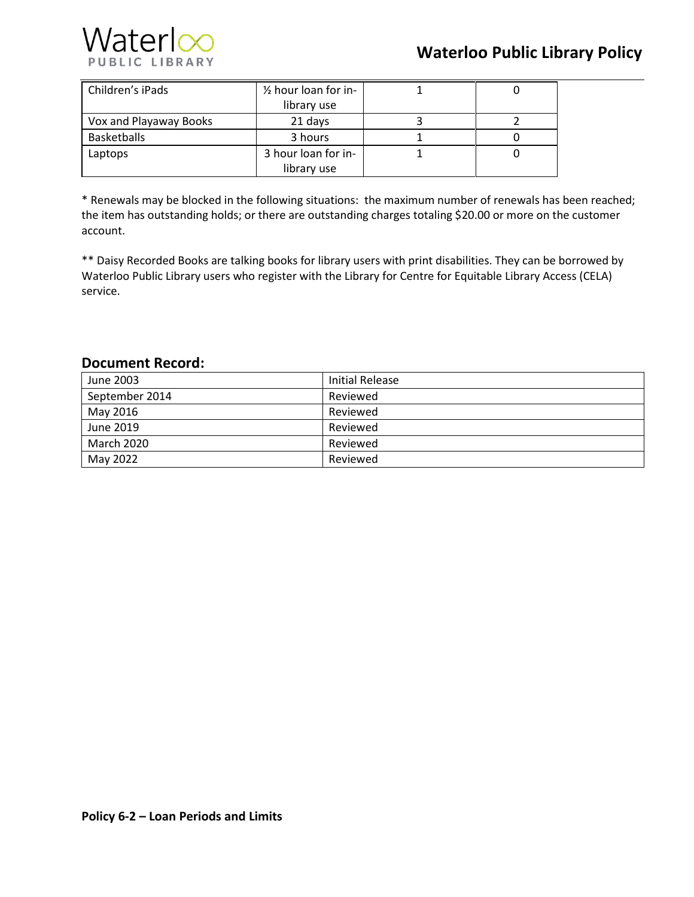| | | | |
|---|---|---|---|
| Children's iPads | ½ hour loan for in-library use | 1 | 0 |
| Vox and Playaway Books | 21 days | 3 | 2 |
| Basketballs | 3 hours | 1 | 0 |
| Laptops | 3 hour loan for in-library use | 1 | 0 |

* Renewals may be blocked in the following situations: the maximum number of renewals has been reached; the item has outstanding holds; or there are outstanding charges totaling $20.00 or more on the customer account.

** Daisy Recorded Books are talking books for library users with print disabilities. They can be borrowed by Waterloo Public Library users who register with the Library for Centre for Equitable Library Access (CELA) service.

## Document Record:

| | |
|---|---|
| June 2003 | Initial Release |
| September 2014 | Reviewed |
| May 2016 | Reviewed |
| June 2019 | Reviewed |
| March 2020 | Reviewed |
| May 2022 | Reviewed |